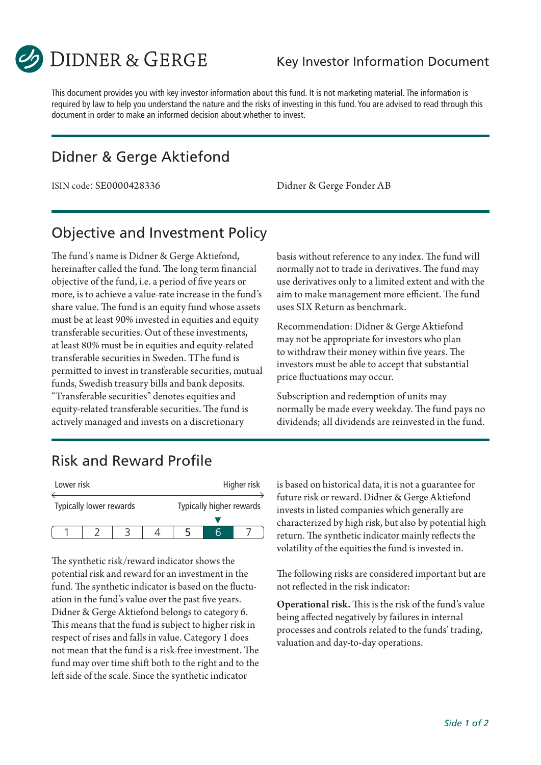DIDNER & GERGE

Key Investor Information Document

This document provides you with key investor information about this fund. It is not marketing material. The information is required by law to help you understand the nature and the risks of investing in this fund. You are advised to read through this document in order to make an informed decision about whether to invest.

# Didner & Gerge Aktiefond

ISIN code: SE0000428336

Didner & Gerge Fonder AB

## Objective and Investment Policy

The fund's name is Didner & Gerge Aktiefond, hereinafter called the fund. The long term financial objective of the fund, i.e. a period of five years or more, is to achieve a value-rate increase in the fund's share value. The fund is an equity fund whose assets must be at least 90% invested in equities and equity transferable securities. Out of these investments, at least 80% must be in equities and equity-related transferable securities in Sweden. TThe fund is permitted to invest in transferable securities, mutual funds, Swedish treasury bills and bank deposits. "Transferable securities" denotes equities and equity-related transferable securities. The fund is actively managed and invests on a discretionary basis without reference to any index. The fund will normally not to trade in derivatives. The fund may use derivatives only to a limited extent and with the aim to make management more efficient. The fund uses SIX Return as benchmark.

Recommendation: Didner & Gerge Aktiefond may not be appropriate for investors who plan to withdraw their money within five years. The investors must be able to accept that substantial price fluctuations may occur.

Subscription and redemption of units may normally be made every weekday. The fund pays no dividends; all dividends are reinvested in the fund.

## Risk and Reward Profile

Lower risk — Higher risk

Typically lower rewards — Typically higher rewards

| 1 | 2 | 3 | 4 | 5 | **6** | 7 |
|---|---|---|---|---|---|---|

The synthetic risk/reward indicator shows the potential risk and reward for an investment in the fund. The synthetic indicator is based on the fluctuation in the fund's value over the past five years. Didner & Gerge Aktiefond belongs to category 6. This means that the fund is subject to higher risk in respect of rises and falls in value. Category 1 does not mean that the fund is a risk-free investment. The fund may over time shift both to the right and to the left side of the scale. Since the synthetic indicator is based on historical data, it is not a guarantee for future risk or reward. Didner & Gerge Aktiefond invests in listed companies which generally are characterized by high risk, but also by potential high return. The synthetic indicator mainly reflects the volatility of the equities the fund is invested in.

The following risks are considered important but are not reflected in the risk indicator:

**Operational risk.** This is the risk of the fund's value being affected negatively by failures in internal processes and controls related to the funds' trading, valuation and day-to-day operations.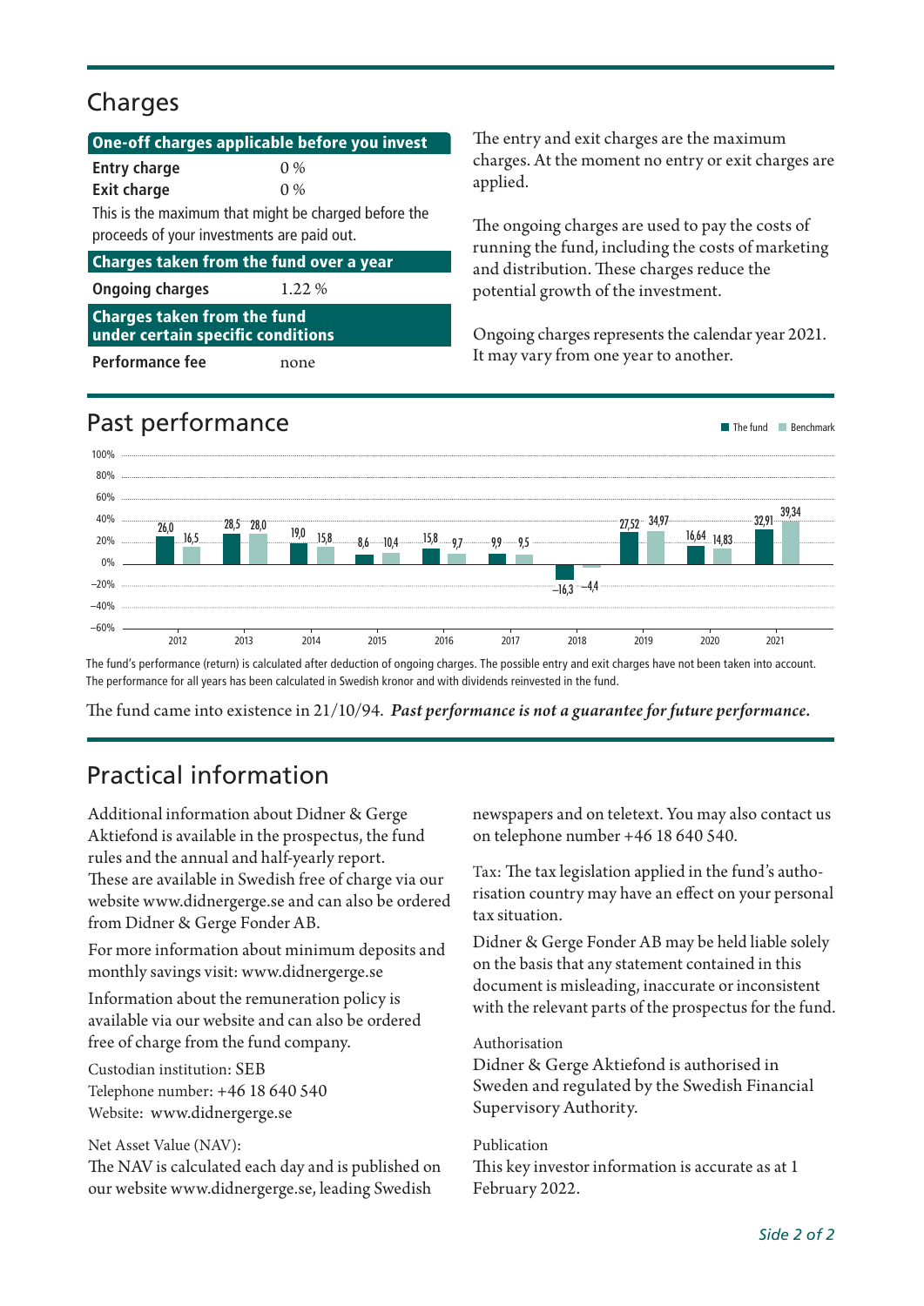## Charges

| One-off charges applicable before you invest | |
|---|---|
| **Entry charge** | 0 % |
| **Exit charge** | 0 % |

This is the maximum that might be charged before the proceeds of your investments are paid out.

| Charges taken from the fund over a year | |
|---|---|
| **Ongoing charges** | 1.22 % |

| Charges taken from the fund under certain specific conditions | |
|---|---|
| **Performance fee** | none |

The entry and exit charges are the maximum charges. At the moment no entry or exit charges are applied.

The ongoing charges are used to pay the costs of running the fund, including the costs of marketing and distribution. These charges reduce the potential growth of the investment.

Ongoing charges represents the calendar year 2021. It may vary from one year to another.

## Past performance

The fund  Benchmark

100%
80%
60%
40%
20%
0%
−20%
−40%
−60%

2012: 26,0 16,5
2013: 28,5 28,0
2014: 19,0 15,8
2015: 8,6 10,4
2016: 15,8 9,7
2017: 9,9 9,5
2018: −16,3 −4,4
2019: 27,52 34,97
2020: 16,64 14,83
2021: 32,91 39,34

The fund's performance (return) is calculated after deduction of ongoing charges. The possible entry and exit charges have not been taken into account. The performance for all years has been calculated in Swedish kronor and with dividends reinvested in the fund.

The fund came into existence in 21/10/94. ***Past performance is not a guarantee for future performance.***

## Practical information

Additional information about Didner & Gerge Aktiefond is available in the prospectus, the fund rules and the annual and half-yearly report. These are available in Swedish free of charge via our website www.didnergerge.se and can also be ordered from Didner & Gerge Fonder AB.

For more information about minimum deposits and monthly savings visit: www.didnergerge.se

Information about the remuneration policy is available via our website and can also be ordered free of charge from the fund company.

Custodian institution: SEB
Telephone number: +46 18 640 540
Website: www.didnergerge.se

Net Asset Value (NAV):
The NAV is calculated each day and is published on our website www.didnergerge.se, leading Swedish newspapers and on teletext. You may also contact us on telephone number +46 18 640 540.

Tax: The tax legislation applied in the fund's authorisation country may have an effect on your personal tax situation.

Didner & Gerge Fonder AB may be held liable solely on the basis that any statement contained in this document is misleading, inaccurate or inconsistent with the relevant parts of the prospectus for the fund.

Authorisation
Didner & Gerge Aktiefond is authorised in Sweden and regulated by the Swedish Financial Supervisory Authority.

Publication
This key investor information is accurate as at 1 February 2022.